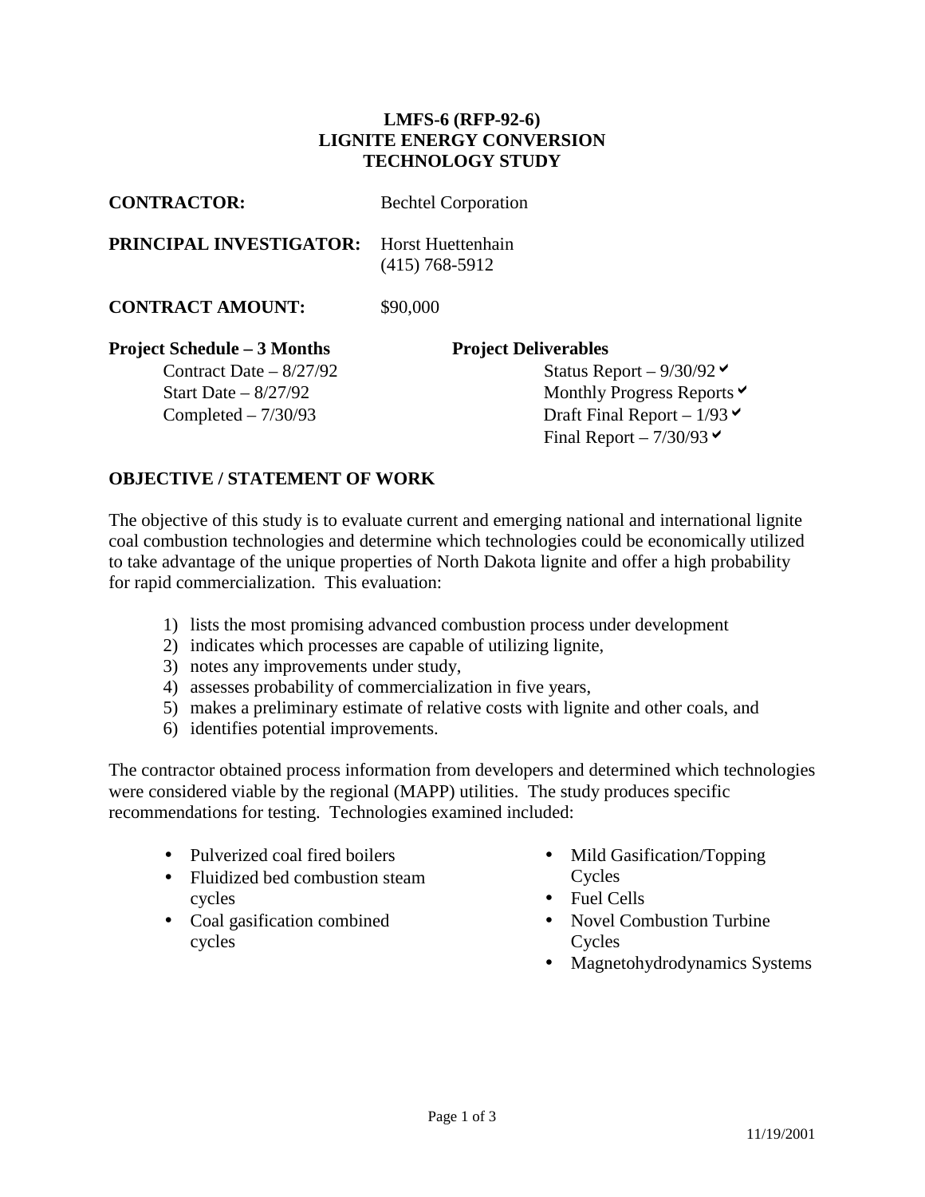# LMFS-6 (RFP-92-6)
# LIGNITE ENERGY CONVERSION
# TECHNOLOGY STUDY

**CONTRACTOR:** Bechtel Corporation

**PRINCIPAL INVESTIGATOR:** Horst Huettenhain
(415) 768-5912

**CONTRACT AMOUNT:** $90,000

**Project Schedule – 3 Months**

Contract Date – 8/27/92
Start Date – 8/27/92
Completed – 7/30/93

**Project Deliverables**

Status Report – 9/30/92 ✓
Monthly Progress Reports ✓
Draft Final Report – 1/93 ✓
Final Report – 7/30/93 ✓

## OBJECTIVE / STATEMENT OF WORK

The objective of this study is to evaluate current and emerging national and international lignite coal combustion technologies and determine which technologies could be economically utilized to take advantage of the unique properties of North Dakota lignite and offer a high probability for rapid commercialization. This evaluation:

1) lists the most promising advanced combustion process under development
2) indicates which processes are capable of utilizing lignite,
3) notes any improvements under study,
4) assesses probability of commercialization in five years,
5) makes a preliminary estimate of relative costs with lignite and other coals, and
6) identifies potential improvements.

The contractor obtained process information from developers and determined which technologies were considered viable by the regional (MAPP) utilities. The study produces specific recommendations for testing. Technologies examined included:

- Pulverized coal fired boilers
- Fluidized bed combustion steam cycles
- Coal gasification combined cycles
- Mild Gasification/Topping Cycles
- Fuel Cells
- Novel Combustion Turbine Cycles
- Magnetohydrodynamics Systems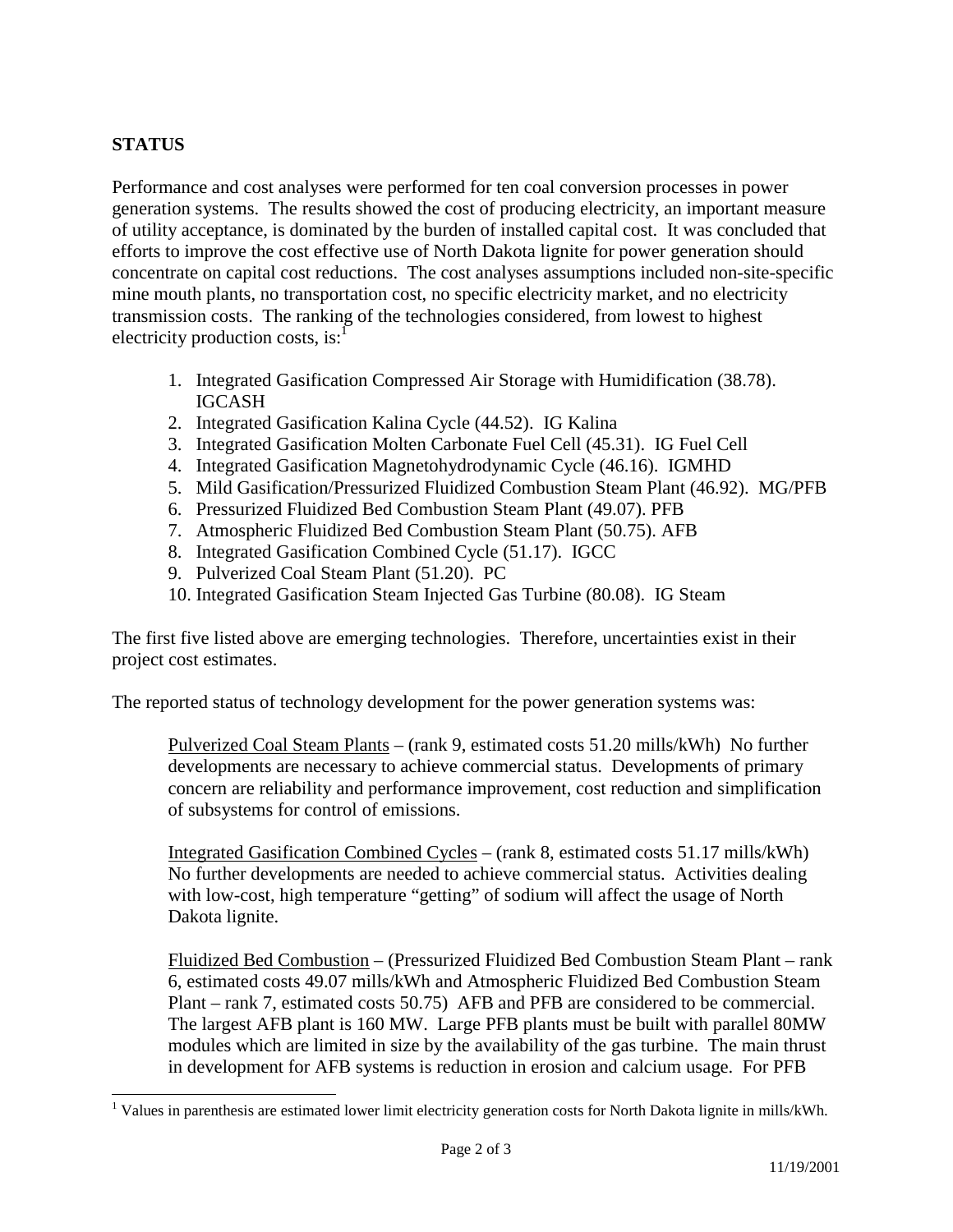## STATUS

Performance and cost analyses were performed for ten coal conversion processes in power generation systems. The results showed the cost of producing electricity, an important measure of utility acceptance, is dominated by the burden of installed capital cost. It was concluded that efforts to improve the cost effective use of North Dakota lignite for power generation should concentrate on capital cost reductions. The cost analyses assumptions included non-site-specific mine mouth plants, no transportation cost, no specific electricity market, and no electricity transmission costs. The ranking of the technologies considered, from lowest to highest electricity production costs, is:[1]

1. Integrated Gasification Compressed Air Storage with Humidification (38.78). IGCASH
2. Integrated Gasification Kalina Cycle (44.52). IG Kalina
3. Integrated Gasification Molten Carbonate Fuel Cell (45.31). IG Fuel Cell
4. Integrated Gasification Magnetohydrodynamic Cycle (46.16). IGMHD
5. Mild Gasification/Pressurized Fluidized Combustion Steam Plant (46.92). MG/PFB
6. Pressurized Fluidized Bed Combustion Steam Plant (49.07). PFB
7. Atmospheric Fluidized Bed Combustion Steam Plant (50.75). AFB
8. Integrated Gasification Combined Cycle (51.17). IGCC
9. Pulverized Coal Steam Plant (51.20). PC
10. Integrated Gasification Steam Injected Gas Turbine (80.08). IG Steam

The first five listed above are emerging technologies. Therefore, uncertainties exist in their project cost estimates.

The reported status of technology development for the power generation systems was:

> Pulverized Coal Steam Plants – (rank 9, estimated costs 51.20 mills/kWh) No further developments are necessary to achieve commercial status. Developments of primary concern are reliability and performance improvement, cost reduction and simplification of subsystems for control of emissions.
>
> Integrated Gasification Combined Cycles – (rank 8, estimated costs 51.17 mills/kWh) No further developments are needed to achieve commercial status. Activities dealing with low-cost, high temperature "getting" of sodium will affect the usage of North Dakota lignite.
>
> Fluidized Bed Combustion – (Pressurized Fluidized Bed Combustion Steam Plant – rank 6, estimated costs 49.07 mills/kWh and Atmospheric Fluidized Bed Combustion Steam Plant – rank 7, estimated costs 50.75) AFB and PFB are considered to be commercial. The largest AFB plant is 160 MW. Large PFB plants must be built with parallel 80MW modules which are limited in size by the availability of the gas turbine. The main thrust in development for AFB systems is reduction in erosion and calcium usage. For PFB

[1] Values in parenthesis are estimated lower limit electricity generation costs for North Dakota lignite in mills/kWh.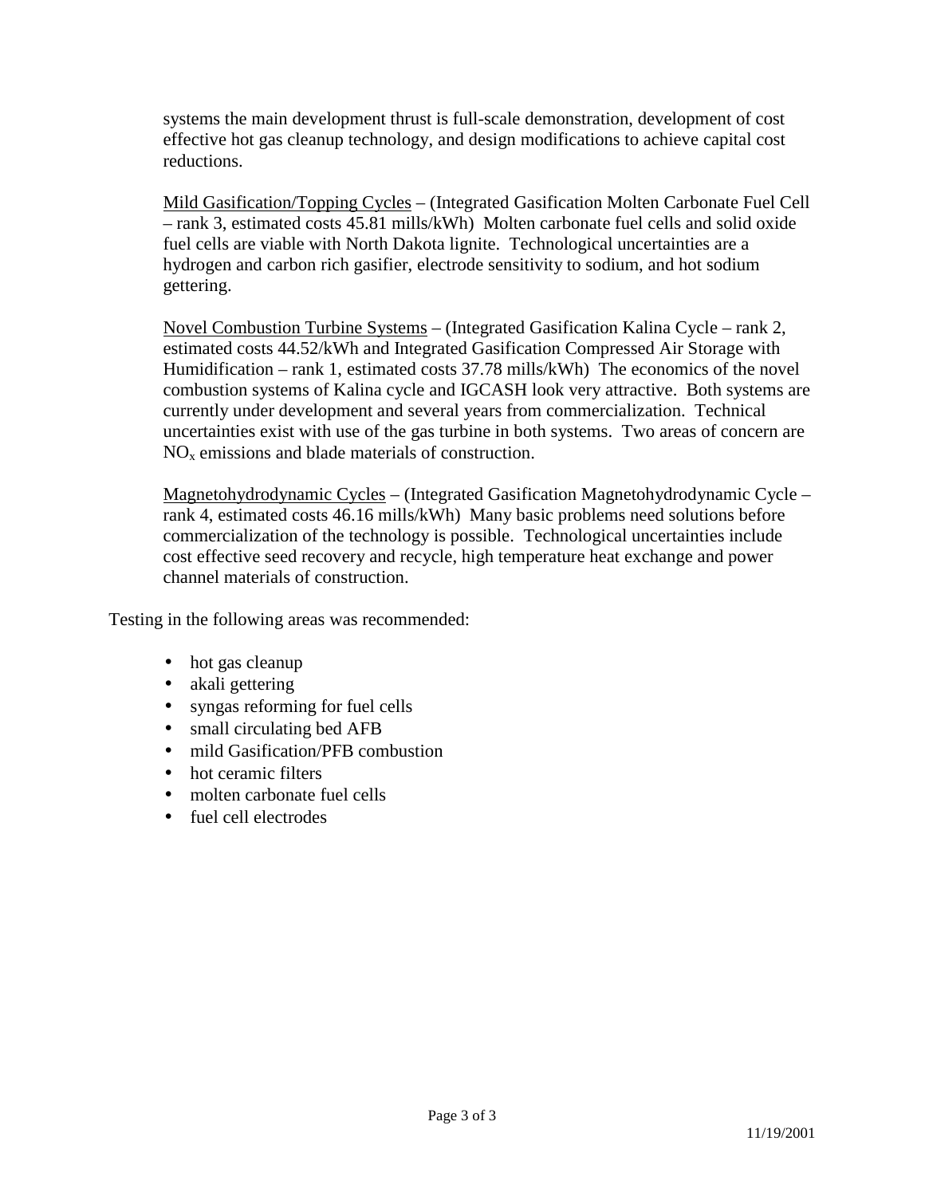systems the main development thrust is full-scale demonstration, development of cost effective hot gas cleanup technology, and design modifications to achieve capital cost reductions.

Mild Gasification/Topping Cycles – (Integrated Gasification Molten Carbonate Fuel Cell – rank 3, estimated costs 45.81 mills/kWh) Molten carbonate fuel cells and solid oxide fuel cells are viable with North Dakota lignite. Technological uncertainties are a hydrogen and carbon rich gasifier, electrode sensitivity to sodium, and hot sodium gettering.

Novel Combustion Turbine Systems – (Integrated Gasification Kalina Cycle – rank 2, estimated costs 44.52/kWh and Integrated Gasification Compressed Air Storage with Humidification – rank 1, estimated costs 37.78 mills/kWh) The economics of the novel combustion systems of Kalina cycle and IGCASH look very attractive. Both systems are currently under development and several years from commercialization. Technical uncertainties exist with use of the gas turbine in both systems. Two areas of concern are $NO_x$ emissions and blade materials of construction.

Magnetohydrodynamic Cycles – (Integrated Gasification Magnetohydrodynamic Cycle – rank 4, estimated costs 46.16 mills/kWh) Many basic problems need solutions before commercialization of the technology is possible. Technological uncertainties include cost effective seed recovery and recycle, high temperature heat exchange and power channel materials of construction.

Testing in the following areas was recommended:

- hot gas cleanup
- akali gettering
- syngas reforming for fuel cells
- small circulating bed AFB
- mild Gasification/PFB combustion
- hot ceramic filters
- molten carbonate fuel cells
- fuel cell electrodes

11/19/2001